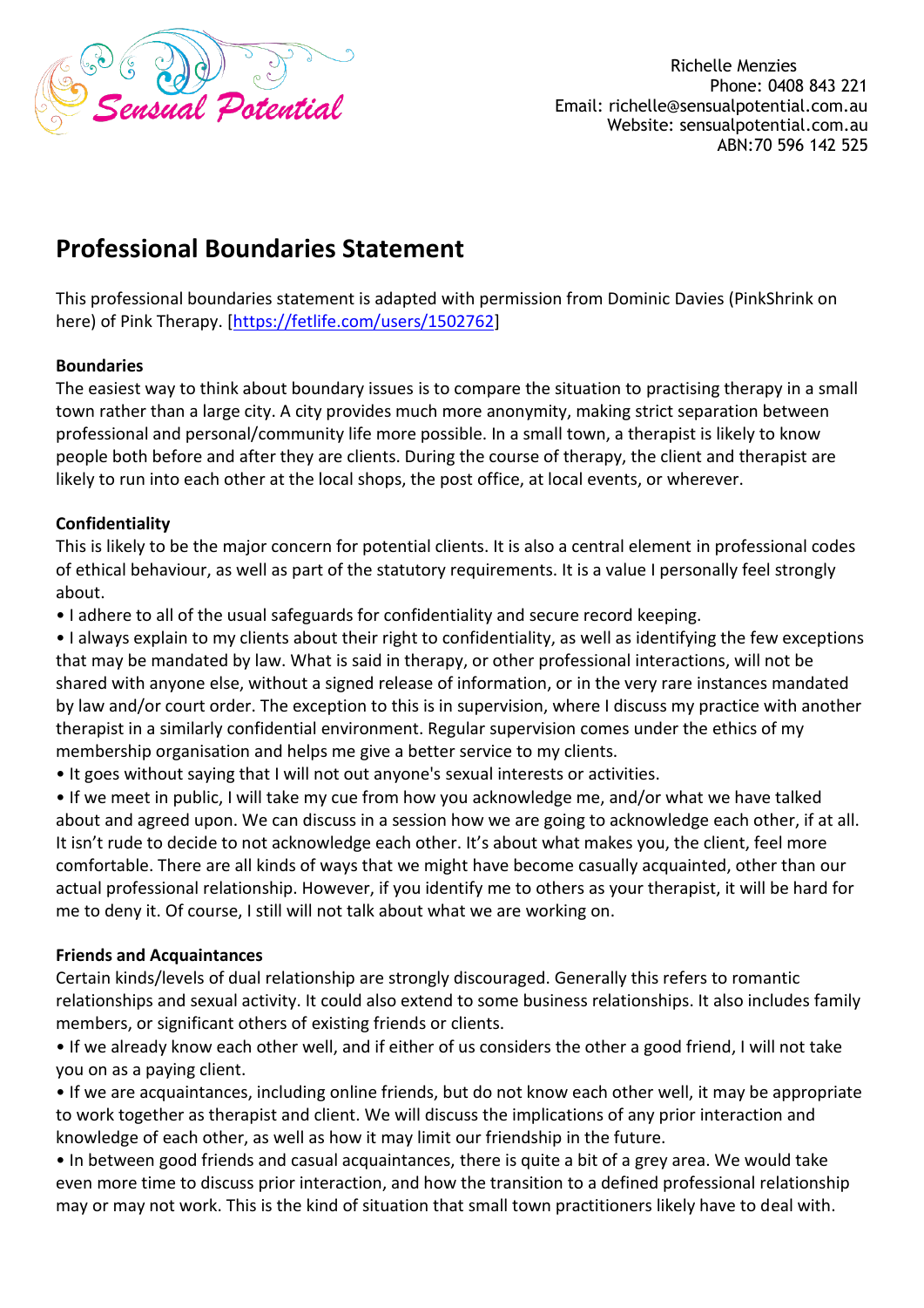Sensual Potential

Richelle Menzies
Phone: 0408 843 221
Email: richelle@sensualpotential.com.au
Website: sensualpotential.com.au
ABN:70 596 142 525

# Professional Boundaries Statement

This professional boundaries statement is adapted with permission from Dominic Davies (PinkShrink on here) of Pink Therapy. [https://fetlife.com/users/1502762]

**Boundaries**
The easiest way to think about boundary issues is to compare the situation to practising therapy in a small town rather than a large city. A city provides much more anonymity, making strict separation between professional and personal/community life more possible. In a small town, a therapist is likely to know people both before and after they are clients. During the course of therapy, the client and therapist are likely to run into each other at the local shops, the post office, at local events, or wherever.

**Confidentiality**
This is likely to be the major concern for potential clients. It is also a central element in professional codes of ethical behaviour, as well as part of the statutory requirements. It is a value I personally feel strongly about.

- I adhere to all of the usual safeguards for confidentiality and secure record keeping.
- I always explain to my clients about their right to confidentiality, as well as identifying the few exceptions that may be mandated by law. What is said in therapy, or other professional interactions, will not be shared with anyone else, without a signed release of information, or in the very rare instances mandated by law and/or court order. The exception to this is in supervision, where I discuss my practice with another therapist in a similarly confidential environment. Regular supervision comes under the ethics of my membership organisation and helps me give a better service to my clients.
- It goes without saying that I will not out anyone's sexual interests or activities.
- If we meet in public, I will take my cue from how you acknowledge me, and/or what we have talked about and agreed upon. We can discuss in a session how we are going to acknowledge each other, if at all. It isn't rude to decide to not acknowledge each other. It's about what makes you, the client, feel more comfortable. There are all kinds of ways that we might have become casually acquainted, other than our actual professional relationship. However, if you identify me to others as your therapist, it will be hard for me to deny it. Of course, I still will not talk about what we are working on.

**Friends and Acquaintances**
Certain kinds/levels of dual relationship are strongly discouraged. Generally this refers to romantic relationships and sexual activity. It could also extend to some business relationships. It also includes family members, or significant others of existing friends or clients.

- If we already know each other well, and if either of us considers the other a good friend, I will not take you on as a paying client.
- If we are acquaintances, including online friends, but do not know each other well, it may be appropriate to work together as therapist and client. We will discuss the implications of any prior interaction and knowledge of each other, as well as how it may limit our friendship in the future.
- In between good friends and casual acquaintances, there is quite a bit of a grey area. We would take even more time to discuss prior interaction, and how the transition to a defined professional relationship may or may not work. This is the kind of situation that small town practitioners likely have to deal with.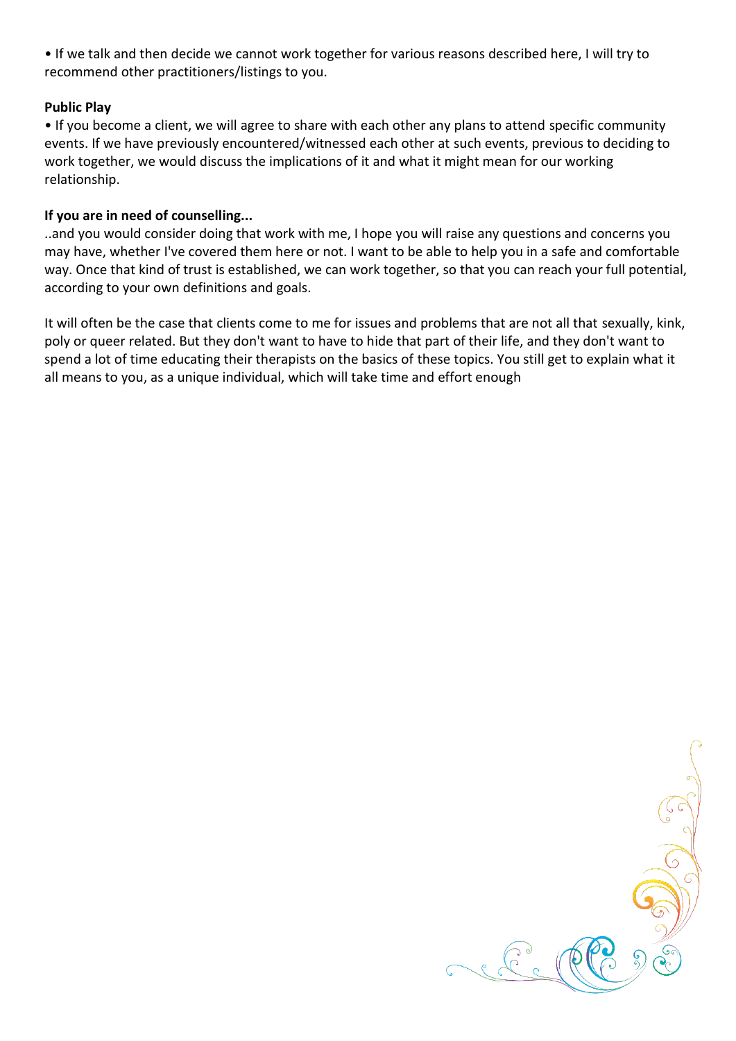- If we talk and then decide we cannot work together for various reasons described here, I will try to recommend other practitioners/listings to you.

**Public Play**

- If you become a client, we will agree to share with each other any plans to attend specific community events. If we have previously encountered/witnessed each other at such events, previous to deciding to work together, we would discuss the implications of it and what it might mean for our working relationship.

**If you are in need of counselling...**

..and you would consider doing that work with me, I hope you will raise any questions and concerns you may have, whether I've covered them here or not. I want to be able to help you in a safe and comfortable way. Once that kind of trust is established, we can work together, so that you can reach your full potential, according to your own definitions and goals.

It will often be the case that clients come to me for issues and problems that are not all that sexually, kink, poly or queer related. But they don't want to have to hide that part of their life, and they don't want to spend a lot of time educating their therapists on the basics of these topics. You still get to explain what it all means to you, as a unique individual, which will take time and effort enough